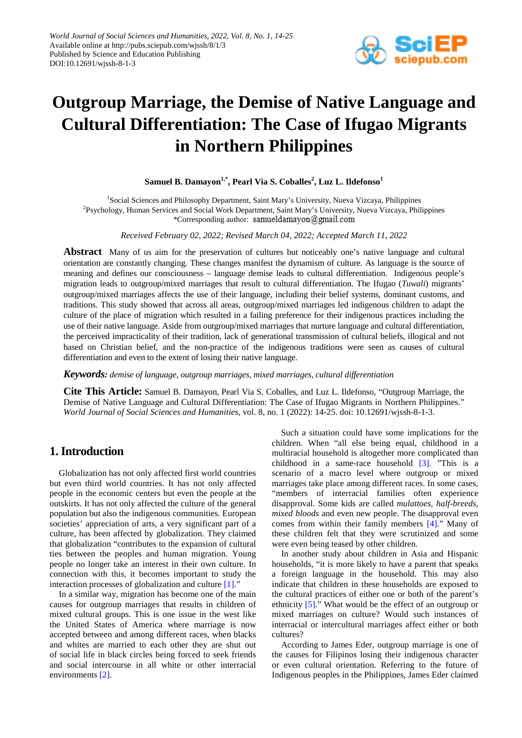World Journal of Social Sciences and Humanities, 2022, Vol. 8, No. 1, 14-25
Available online at http://pubs.sciepub.com/wjssh/8/1/3
Published by Science and Education Publishing
DOI:10.12691/wjssh-8-1-3

# Outgroup Marriage, the Demise of Native Language and Cultural Differentiation: The Case of Ifugao Migrants in Northern Philippines

**Samuel B. Damayon[1,*], Pearl Via S. Coballes[2], Luz L. Ildefonso[1]**

[1]Social Sciences and Philosophy Department, Saint Mary's University, Nueva Vizcaya, Philippines
[2]Psychology, Human Services and Social Work Department, Saint Mary's University, Nueva Vizcaya, Philippines
*Corresponding author: samueldamayon@gmail.com

*Received February 02, 2022; Revised March 04, 2022; Accepted March 11, 2022*

**Abstract** Many of us aim for the preservation of cultures but noticeably one's native language and cultural orientation are constantly changing. These changes manifest the dynamism of culture. As language is the source of meaning and defines our consciousness – language demise leads to cultural differentiation. Indigenous people's migration leads to outgroup/mixed marriages that result to cultural differentiation. The Ifugao (*Tuwali*) migrants' outgroup/mixed marriages affects the use of their language, including their belief systems, dominant customs, and traditions. This study showed that across all areas, outgroup/mixed marriages led indigenous children to adapt the culture of the place of migration which resulted in a failing preference for their indigenous practices including the use of their native language. Aside from outgroup/mixed marriages that nurture language and cultural differentiation, the perceived impracticality of their tradition, lack of generational transmission of cultural beliefs, illogical and not based on Christian belief, and the non-practice of the indigenous traditions were seen as causes of cultural differentiation and even to the extent of losing their native language.

***Keywords:*** *demise of language, outgroup marriages, mixed marriages, cultural differentiation*

**Cite This Article:** Samuel B. Damayon, Pearl Via S. Coballes, and Luz L. Ildefonso, "Outgroup Marriage, the Demise of Native Language and Cultural Differentiation: The Case of Ifugao Migrants in Northern Philippines." *World Journal of Social Sciences and Humanities*, vol. 8, no. 1 (2022): 14-25. doi: 10.12691/wjssh-8-1-3.

## 1. Introduction

Globalization has not only affected first world countries but even third world countries. It has not only affected people in the economic centers but even the people at the outskirts. It has not only affected the culture of the general population but also the indigenous communities. European societies' appreciation of arts, a very significant part of a culture, has been affected by globalization. They claimed that globalization "contributes to the expansion of cultural ties between the peoples and human migration. Young people no longer take an interest in their own culture. In connection with this, it becomes important to study the interaction processes of globalization and culture [1]."

In a similar way, migration has become one of the main causes for outgroup marriages that results in children of mixed cultural groups. This is one issue in the west like the United States of America where marriage is now accepted between and among different races, when blacks and whites are married to each other they are shut out of social life in black circles being forced to seek friends and social intercourse in all white or other interracial environments [2].

Such a situation could have some implications for the children. When "all else being equal, childhood in a multiracial household is altogether more complicated than childhood in a same-race household [3]. "This is a scenario of a macro level where outgroup or mixed marriages take place among different races. In some cases, "members of interracial families often experience disapproval. Some kids are called *mulattoes, half-breeds, mixed bloods* and even new people. The disapproval even comes from within their family members [4]." Many of these children felt that they were scrutinized and some were even being teased by other children.

In another study about children in Asia and Hispanic households, "it is more likely to have a parent that speaks a foreign language in the household. This may also indicate that children in these households are exposed to the cultural practices of either one or both of the parent's ethnicity [5]." What would be the effect of an outgroup or mixed marriages on culture? Would such instances of interracial or intercultural marriages affect either or both cultures?

According to James Eder, outgroup marriage is one of the causes for Filipinos losing their indigenous character or even cultural orientation. Referring to the future of Indigenous peoples in the Philippines, James Eder claimed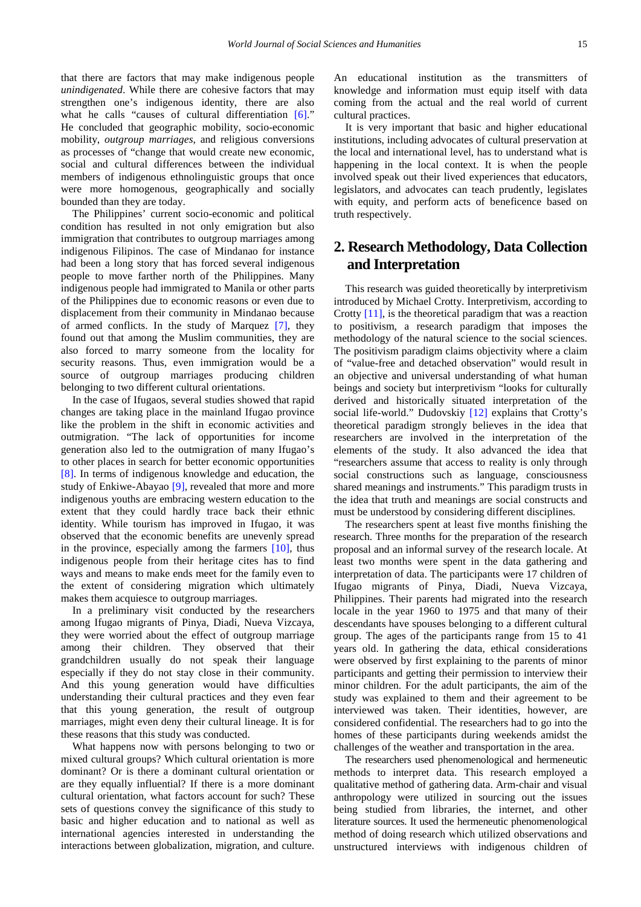that there are factors that may make indigenous people *unindigenated*. While there are cohesive factors that may strengthen one's indigenous identity, there are also what he calls "causes of cultural differentiation [6]." He concluded that geographic mobility, socio-economic mobility, *outgroup marriages*, and religious conversions as processes of "change that would create new economic, social and cultural differences between the individual members of indigenous ethnolinguistic groups that once were more homogenous, geographically and socially bounded than they are today.

The Philippines' current socio-economic and political condition has resulted in not only emigration but also immigration that contributes to outgroup marriages among indigenous Filipinos. The case of Mindanao for instance had been a long story that has forced several indigenous people to move farther north of the Philippines. Many indigenous people had immigrated to Manila or other parts of the Philippines due to economic reasons or even due to displacement from their community in Mindanao because of armed conflicts. In the study of Marquez [7], they found out that among the Muslim communities, they are also forced to marry someone from the locality for security reasons. Thus, even immigration would be a source of outgroup marriages producing children belonging to two different cultural orientations.

In the case of Ifugaos, several studies showed that rapid changes are taking place in the mainland Ifugao province like the problem in the shift in economic activities and outmigration. "The lack of opportunities for income generation also led to the outmigration of many Ifugao's to other places in search for better economic opportunities [8]. In terms of indigenous knowledge and education, the study of Enkiwe-Abayao [9], revealed that more and more indigenous youths are embracing western education to the extent that they could hardly trace back their ethnic identity. While tourism has improved in Ifugao, it was observed that the economic benefits are unevenly spread in the province, especially among the farmers [10], thus indigenous people from their heritage cites has to find ways and means to make ends meet for the family even to the extent of considering migration which ultimately makes them acquiesce to outgroup marriages.

In a preliminary visit conducted by the researchers among Ifugao migrants of Pinya, Diadi, Nueva Vizcaya, they were worried about the effect of outgroup marriage among their children. They observed that their grandchildren usually do not speak their language especially if they do not stay close in their community. And this young generation would have difficulties understanding their cultural practices and they even fear that this young generation, the result of outgroup marriages, might even deny their cultural lineage. It is for these reasons that this study was conducted.

What happens now with persons belonging to two or mixed cultural groups? Which cultural orientation is more dominant? Or is there a dominant cultural orientation or are they equally influential? If there is a more dominant cultural orientation, what factors account for such? These sets of questions convey the significance of this study to basic and higher education and to national as well as international agencies interested in understanding the interactions between globalization, migration, and culture. An educational institution as the transmitters of knowledge and information must equip itself with data coming from the actual and the real world of current cultural practices.

It is very important that basic and higher educational institutions, including advocates of cultural preservation at the local and international level, has to understand what is happening in the local context. It is when the people involved speak out their lived experiences that educators, legislators, and advocates can teach prudently, legislates with equity, and perform acts of beneficence based on truth respectively.

## 2. Research Methodology, Data Collection and Interpretation

This research was guided theoretically by interpretivism introduced by Michael Crotty. Interpretivism, according to Crotty [11], is the theoretical paradigm that was a reaction to positivism, a research paradigm that imposes the methodology of the natural science to the social sciences. The positivism paradigm claims objectivity where a claim of "value-free and detached observation" would result in an objective and universal understanding of what human beings and society but interpretivism "looks for culturally derived and historically situated interpretation of the social life-world." Dudovskiy [12] explains that Crotty's theoretical paradigm strongly believes in the idea that researchers are involved in the interpretation of the elements of the study. It also advanced the idea that "researchers assume that access to reality is only through social constructions such as language, consciousness shared meanings and instruments." This paradigm trusts in the idea that truth and meanings are social constructs and must be understood by considering different disciplines.

The researchers spent at least five months finishing the research. Three months for the preparation of the research proposal and an informal survey of the research locale. At least two months were spent in the data gathering and interpretation of data. The participants were 17 children of Ifugao migrants of Pinya, Diadi, Nueva Vizcaya, Philippines. Their parents had migrated into the research locale in the year 1960 to 1975 and that many of their descendants have spouses belonging to a different cultural group. The ages of the participants range from 15 to 41 years old. In gathering the data, ethical considerations were observed by first explaining to the parents of minor participants and getting their permission to interview their minor children. For the adult participants, the aim of the study was explained to them and their agreement to be interviewed was taken. Their identities, however, are considered confidential. The researchers had to go into the homes of these participants during weekends amidst the challenges of the weather and transportation in the area.

The researchers used phenomenological and hermeneutic methods to interpret data. This research employed a qualitative method of gathering data. Arm-chair and visual anthropology were utilized in sourcing out the issues being studied from libraries, the internet, and other literature sources. It used the hermeneutic phenomenological method of doing research which utilized observations and unstructured interviews with indigenous children of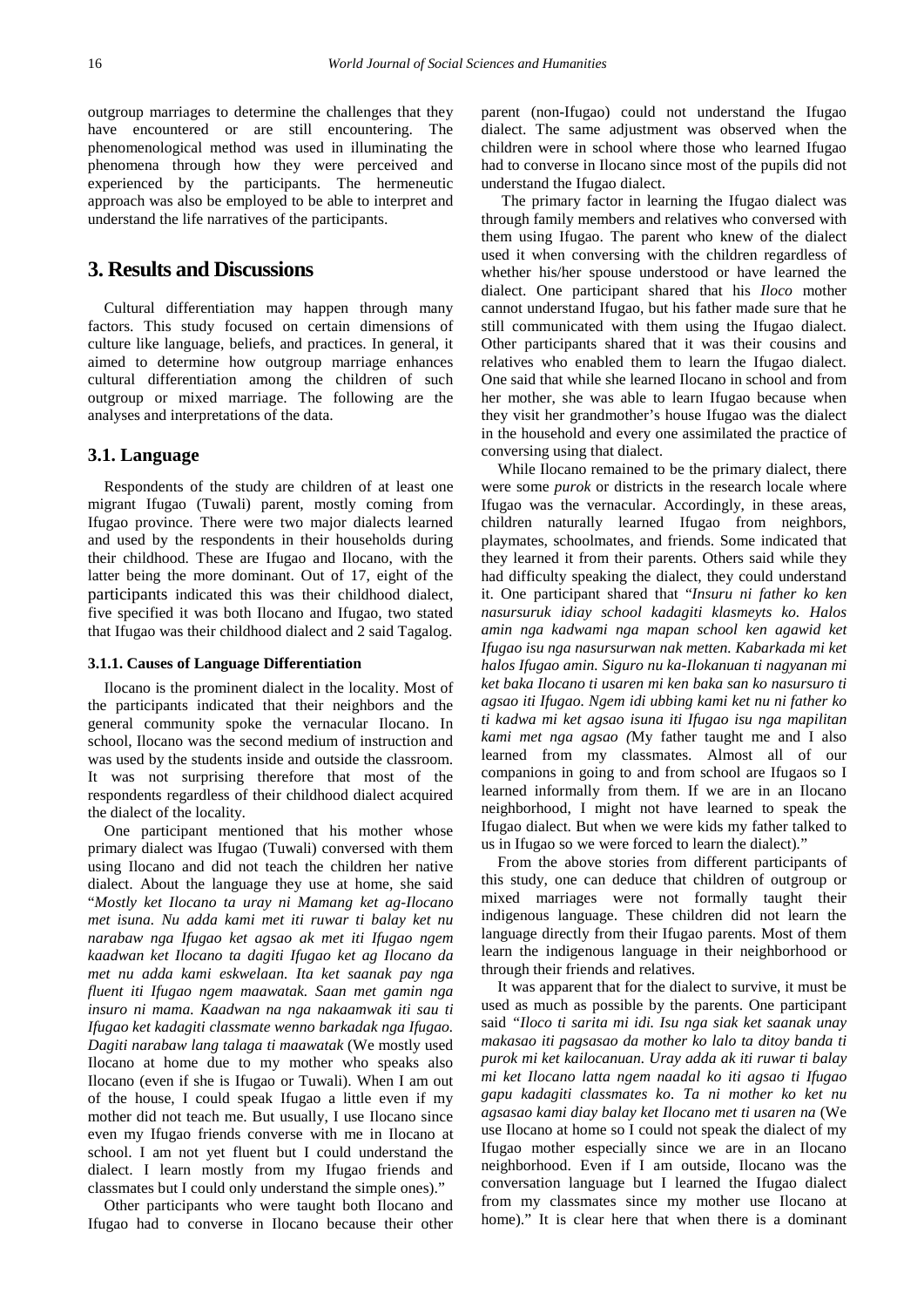outgroup marriages to determine the challenges that they have encountered or are still encountering. The phenomenological method was used in illuminating the phenomena through how they were perceived and experienced by the participants. The hermeneutic approach was also be employed to be able to interpret and understand the life narratives of the participants.

# 3. Results and Discussions

Cultural differentiation may happen through many factors. This study focused on certain dimensions of culture like language, beliefs, and practices. In general, it aimed to determine how outgroup marriage enhances cultural differentiation among the children of such outgroup or mixed marriage. The following are the analyses and interpretations of the data.

## 3.1. Language

Respondents of the study are children of at least one migrant Ifugao (Tuwali) parent, mostly coming from Ifugao province. There were two major dialects learned and used by the respondents in their households during their childhood. These are Ifugao and Ilocano, with the latter being the more dominant. Out of 17, eight of the participants indicated this was their childhood dialect, five specified it was both Ilocano and Ifugao, two stated that Ifugao was their childhood dialect and 2 said Tagalog.

### 3.1.1. Causes of Language Differentiation

Ilocano is the prominent dialect in the locality. Most of the participants indicated that their neighbors and the general community spoke the vernacular Ilocano. In school, Ilocano was the second medium of instruction and was used by the students inside and outside the classroom. It was not surprising therefore that most of the respondents regardless of their childhood dialect acquired the dialect of the locality.

One participant mentioned that his mother whose primary dialect was Ifugao (Tuwali) conversed with them using Ilocano and did not teach the children her native dialect. About the language they use at home, she said "*Mostly ket Ilocano ta uray ni Mamang ket ag-Ilocano met isuna. Nu adda kami met iti ruwar ti balay ket nu narabaw nga Ifugao ket agsao ak met iti Ifugao ngem kaadwan ket Ilocano ta dagiti Ifugao ket ag Ilocano da met nu adda kami eskwelaan. Ita ket saanak pay nga fluent iti Ifugao ngem maawatak. Saan met gamin nga insuro ni mama. Kaadwan na nga nakaamwak iti sau ti Ifugao ket kadagiti classmate wenno barkadak nga Ifugao. Dagiti narabaw lang talaga ti maawatak* (We mostly used Ilocano at home due to my mother who speaks also Ilocano (even if she is Ifugao or Tuwali). When I am out of the house, I could speak Ifugao a little even if my mother did not teach me. But usually, I use Ilocano since even my Ifugao friends converse with me in Ilocano at school. I am not yet fluent but I could understand the dialect. I learn mostly from my Ifugao friends and classmates but I could only understand the simple ones)."

Other participants who were taught both Ilocano and Ifugao had to converse in Ilocano because their other parent (non-Ifugao) could not understand the Ifugao dialect. The same adjustment was observed when the children were in school where those who learned Ifugao had to converse in Ilocano since most of the pupils did not understand the Ifugao dialect.

The primary factor in learning the Ifugao dialect was through family members and relatives who conversed with them using Ifugao. The parent who knew of the dialect used it when conversing with the children regardless of whether his/her spouse understood or have learned the dialect. One participant shared that his *Iloco* mother cannot understand Ifugao, but his father made sure that he still communicated with them using the Ifugao dialect. Other participants shared that it was their cousins and relatives who enabled them to learn the Ifugao dialect. One said that while she learned Ilocano in school and from her mother, she was able to learn Ifugao because when they visit her grandmother's house Ifugao was the dialect in the household and every one assimilated the practice of conversing using that dialect.

While Ilocano remained to be the primary dialect, there were some *purok* or districts in the research locale where Ifugao was the vernacular. Accordingly, in these areas, children naturally learned Ifugao from neighbors, playmates, schoolmates, and friends. Some indicated that they learned it from their parents. Others said while they had difficulty speaking the dialect, they could understand it. One participant shared that "*Insuru ni father ko ken nasursuruk idiay school kadagiti klasmeyts ko. Halos amin nga kadwami nga mapan school ken agawid ket Ifugao isu nga nasursurwan nak metten. Kabarkada mi ket halos Ifugao amin. Siguro nu ka-Ilokanuan ti nagyanan mi ket baka Ilocano ti usaren mi ken baka san ko nasursuro ti agsao iti Ifugao. Ngem idi ubbing kami ket nu ni father ko ti kadwa mi ket agsao isuna iti Ifugao isu nga mapilitan kami met nga agsao (*My father taught me and I also learned from my classmates. Almost all of our companions in going to and from school are Ifugaos so I learned informally from them. If we are in an Ilocano neighborhood, I might not have learned to speak the Ifugao dialect. But when we were kids my father talked to us in Ifugao so we were forced to learn the dialect)."

From the above stories from different participants of this study, one can deduce that children of outgroup or mixed marriages were not formally taught their indigenous language. These children did not learn the language directly from their Ifugao parents. Most of them learn the indigenous language in their neighborhood or through their friends and relatives.

It was apparent that for the dialect to survive, it must be used as much as possible by the parents. One participant said *"Iloco ti sarita mi idi. Isu nga siak ket saanak unay makasao iti pagsasao da mother ko lalo ta ditoy banda ti purok mi ket kailocanuan. Uray adda ak iti ruwar ti balay mi ket Ilocano latta ngem naadal ko iti agsao ti Ifugao gapu kadagiti classmates ko. Ta ni mother ko ket nu agsasao kami diay balay ket Ilocano met ti usaren na* (We use Ilocano at home so I could not speak the dialect of my Ifugao mother especially since we are in an Ilocano neighborhood. Even if I am outside, Ilocano was the conversation language but I learned the Ifugao dialect from my classmates since my mother use Ilocano at home)." It is clear here that when there is a dominant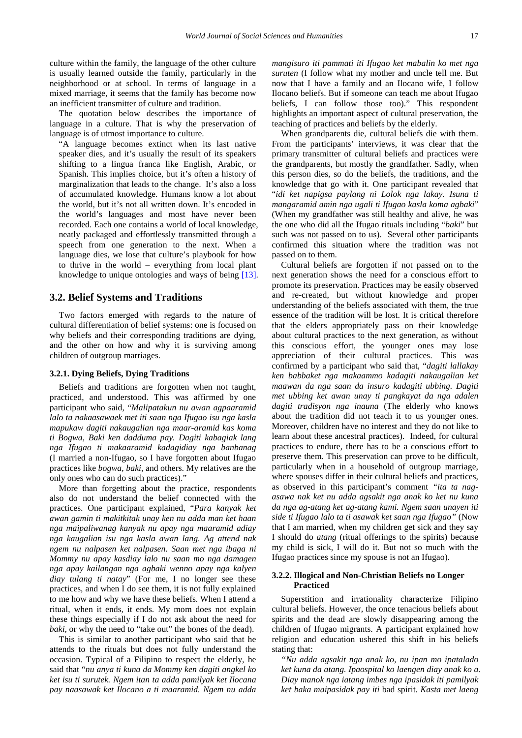culture within the family, the language of the other culture is usually learned outside the family, particularly in the neighborhood or at school. In terms of language in a mixed marriage, it seems that the family has become now an inefficient transmitter of culture and tradition.

The quotation below describes the importance of language in a culture. That is why the preservation of language is of utmost importance to culture.

> "A language becomes extinct when its last native speaker dies, and it's usually the result of its speakers shifting to a lingua franca like English, Arabic, or Spanish. This implies choice, but it's often a history of marginalization that leads to the change. It's also a loss of accumulated knowledge. Humans know a lot about the world, but it's not all written down. It's encoded in the world's languages and most have never been recorded. Each one contains a world of local knowledge, neatly packaged and effortlessly transmitted through a speech from one generation to the next. When a language dies, we lose that culture's playbook for how to thrive in the world – everything from local plant knowledge to unique ontologies and ways of being [13].

## 3.2. Belief Systems and Traditions

Two factors emerged with regards to the nature of cultural differentiation of belief systems: one is focused on why beliefs and their corresponding traditions are dying, and the other on how and why it is surviving among children of outgroup marriages.

### 3.2.1. Dying Beliefs, Dying Traditions

Beliefs and traditions are forgotten when not taught, practiced, and understood. This was affirmed by one participant who said, "*Malipatakun nu awan agpaaramid lalo ta nakaasawaek met iti saan nga Ifugao isu nga kasla mapukaw dagiti nakaugalian nga maar-aramid kas koma ti Bogwa, Baki ken dadduma pay. Dagiti kabagiak lang nga Ifugao ti makaaramid kadagidiay nga banbanag* (I married a non-Ifugao, so I have forgotten about Ifugao practices like *bogwa*, *baki*, and others. My relatives are the only ones who can do such practices)."

More than forgetting about the practice, respondents also do not understand the belief connected with the practices. One participant explained, "*Para kanyak ket awan gamin ti makitkitak unay ken nu adda man ket haan nga maipaliwanag kanyak nu apay nga maaramid adiay nga kaugalian isu nga kasla awan lang. Ag attend nak ngem nu nalpasen ket nalpasen. Saan met nga ibaga ni Mommy nu apay kasdiay lalo nu saan mo nga damagen nga apay kailangan nga agbaki wenno apay nga kalyen diay tulang ti natay*" (For me, I no longer see these practices, and when I do see them, it is not fully explained to me how and why we have these beliefs. When I attend a ritual, when it ends, it ends. My mom does not explain these things especially if I do not ask about the need for *baki*, or why the need to "take out" the bones of the dead).

This is similar to another participant who said that he attends to the rituals but does not fully understand the occasion. Typical of a Filipino to respect the elderly, he said that "*nu anya ti kuna da Mommy ken dagiti angkel ko ket isu ti surutek. Ngem itan ta adda pamilyak ket Ilocana pay naasawak ket Ilocano a ti maaramid. Ngem nu adda mangisuro iti pammati iti Ifugao ket mabalin ko met nga suruten* (I follow what my mother and uncle tell me. But now that I have a family and an Ilocano wife, I follow Ilocano beliefs. But if someone can teach me about Ifugao beliefs, I can follow those too)." This respondent highlights an important aspect of cultural preservation, the teaching of practices and beliefs by the elderly.

When grandparents die, cultural beliefs die with them. From the participants' interviews, it was clear that the primary transmitter of cultural beliefs and practices were the grandparents, but mostly the grandfather. Sadly, when this person dies, so do the beliefs, the traditions, and the knowledge that go with it. One participant revealed that "*idi ket napigsa paylang ni Lolok nga lakay. Isuna ti mangaramid amin nga ugali ti Ifugao kasla koma agbaki*" (When my grandfather was still healthy and alive, he was the one who did all the Ifugao rituals including "*baki*" but such was not passed on to us). Several other participants confirmed this situation where the tradition was not passed on to them.

Cultural beliefs are forgotten if not passed on to the next generation shows the need for a conscious effort to promote its preservation. Practices may be easily observed and re-created, but without knowledge and proper understanding of the beliefs associated with them, the true essence of the tradition will be lost. It is critical therefore that the elders appropriately pass on their knowledge about cultural practices to the next generation, as without this conscious effort, the younger ones may lose appreciation of their cultural practices. This was confirmed by a participant who said that, "*dagiti lallakay ken babbaket nga makaammo kadagiti nakaugalian ket maawan da nga saan da insuro kadagiti ubbing. Dagiti met ubbing ket awan unay ti pangkayat da nga adalen dagiti tradisyon nga inauna* (The elderly who knows about the tradition did not teach it to us younger ones. Moreover, children have no interest and they do not like to learn about these ancestral practices). Indeed, for cultural practices to endure, there has to be a conscious effort to preserve them. This preservation can prove to be difficult, particularly when in a household of outgroup marriage, where spouses differ in their cultural beliefs and practices, as observed in this participant's comment "*ita ta nag-asawa nak ket nu adda agsakit nga anak ko ket nu kuna da nga ag-atang ket ag-atang kami. Ngem saan unayen iti side ti Ifugao lalo ta ti asawak ket saan nga Ifugao*" (Now that I am married, when my children get sick and they say I should do *atang* (ritual offerings to the spirits) because my child is sick, I will do it. But not so much with the Ifugao practices since my spouse is not an Ifugao).

### 3.2.2. Illogical and Non-Christian Beliefs no Longer Practiced

Superstition and irrationality characterize Filipino cultural beliefs. However, the once tenacious beliefs about spirits and the dead are slowly disappearing among the children of Ifugao migrants. A participant explained how religion and education ushered this shift in his beliefs stating that:

> *"Nu adda agsakit nga anak ko, nu ipan mo ipatalado ket kuna da atang. Ipaospital ko laengen diay anak ko a. Diay manok nga iatang imbes nga ipasidak iti pamilyak ket baka maipasidak pay iti* bad spirit. *Kasta met laeng*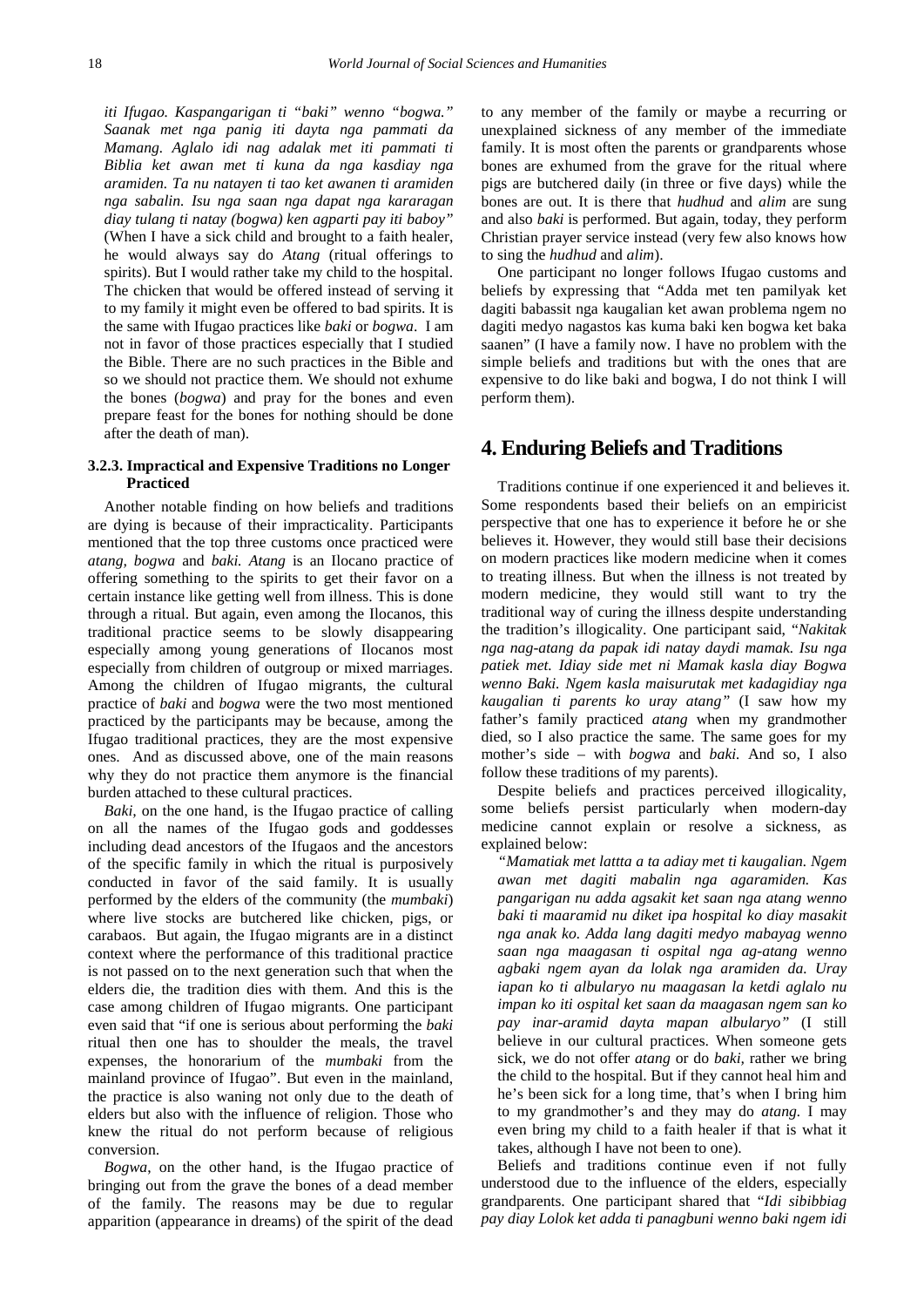*iti Ifugao. Kaspangarigan ti "baki" wenno "bogwa." Saanak met nga panig iti dayta nga pammati da Mamang. Aglalo idi nag adalak met iti pammati ti Biblia ket awan met iti kuna da nga kasdiay nga aramiden. Ta nu natayen ti tao ket awanen ti aramiden nga sabalin. Isu nga saan nga dapat nga kararagan diay tulang ti natay (bogwa) ken agparti pay iti baboy"* (When I have a sick child and brought to a faith healer, he would always say do *Atang* (ritual offerings to spirits). But I would rather take my child to the hospital. The chicken that would be offered instead of serving it to my family it might even be offered to bad spirits. It is the same with Ifugao practices like *baki* or *bogwa*. I am not in favor of those practices especially that I studied the Bible. There are no such practices in the Bible and so we should not practice them. We should not exhume the bones (*bogwa*) and pray for the bones and even prepare feast for the bones for nothing should be done after the death of man).

### 3.2.3. Impractical and Expensive Traditions no Longer Practiced

Another notable finding on how beliefs and traditions are dying is because of their impracticality. Participants mentioned that the top three customs once practiced were *atang, bogwa* and *baki. Atang* is an Ilocano practice of offering something to the spirits to get their favor on a certain instance like getting well from illness. This is done through a ritual. But again, even among the Ilocanos, this traditional practice seems to be slowly disappearing especially among young generations of Ilocanos most especially from children of outgroup or mixed marriages. Among the children of Ifugao migrants, the cultural practice of *baki* and *bogwa* were the two most mentioned practiced by the participants may be because, among the Ifugao traditional practices, they are the most expensive ones. And as discussed above, one of the main reasons why they do not practice them anymore is the financial burden attached to these cultural practices.

*Baki*, on the one hand, is the Ifugao practice of calling on all the names of the Ifugao gods and goddesses including dead ancestors of the Ifugaos and the ancestors of the specific family in which the ritual is purposively conducted in favor of the said family. It is usually performed by the elders of the community (the *mumbaki*) where live stocks are butchered like chicken, pigs, or carabaos. But again, the Ifugao migrants are in a distinct context where the performance of this traditional practice is not passed on to the next generation such that when the elders die, the tradition dies with them. And this is the case among children of Ifugao migrants. One participant even said that "if one is serious about performing the *baki* ritual then one has to shoulder the meals, the travel expenses, the honorarium of the *mumbaki* from the mainland province of Ifugao". But even in the mainland, the practice is also waning not only due to the death of elders but also with the influence of religion. Those who knew the ritual do not perform because of religious conversion.

*Bogwa*, on the other hand, is the Ifugao practice of bringing out from the grave the bones of a dead member of the family. The reasons may be due to regular apparition (appearance in dreams) of the spirit of the dead to any member of the family or maybe a recurring or unexplained sickness of any member of the immediate family. It is most often the parents or grandparents whose bones are exhumed from the grave for the ritual where pigs are butchered daily (in three or five days) while the bones are out. It is there that *hudhud* and *alim* are sung and also *baki* is performed. But again, today, they perform Christian prayer service instead (very few also knows how to sing the *hudhud* and *alim*).

One participant no longer follows Ifugao customs and beliefs by expressing that "Adda met ten pamilyak ket dagiti babassit nga kaugalian ket awan problema ngem no dagiti medyo nagastos kas kuma baki ken bogwa ket baka saanen" (I have a family now. I have no problem with the simple beliefs and traditions but with the ones that are expensive to do like baki and bogwa, I do not think I will perform them).

# 4. Enduring Beliefs and Traditions

Traditions continue if one experienced it and believes it. Some respondents based their beliefs on an empiricist perspective that one has to experience it before he or she believes it. However, they would still base their decisions on modern practices like modern medicine when it comes to treating illness. But when the illness is not treated by modern medicine, they would still want to try the traditional way of curing the illness despite understanding the tradition's illogicality. One participant said, "*Nakitak nga nag-atang da papak idi natay daydi mamak. Isu nga patiek met. Idiay side met ni Mamak kasla diay Bogwa wenno Baki. Ngem kasla maisurutak met kadagidiay nga kaugalian ti parents ko uray atang"* (I saw how my father's family practiced *atang* when my grandmother died, so I also practice the same. The same goes for my mother's side – with *bogwa* and *baki.* And so, I also follow these traditions of my parents).

Despite beliefs and practices perceived illogicality, some beliefs persist particularly when modern-day medicine cannot explain or resolve a sickness, as explained below:

> *"Mamatiak met lattta a ta adiay met ti kaugalian. Ngem awan met dagiti mabalin nga agaramiden. Kas pangarigan nu adda agsakit ket saan nga atang wenno baki ti maaramid nu diket ipa hospital ko diay masakit nga anak ko. Adda lang dagiti medyo mabayag wenno saan nga maagasan ti ospital nga ag-atang wenno agbaki ngem ayan da lolak nga aramiden da. Uray iapan ko ti albularyo nu maagasan la ketdi aglalo nu impan ko iti ospital ket saan da maagasan ngem san ko pay inar-aramid dayta mapan albularyo"* (I still believe in our cultural practices. When someone gets sick, we do not offer *atang* or do *baki,* rather we bring the child to the hospital. But if they cannot heal him and he's been sick for a long time, that's when I bring him to my grandmother's and they may do *atang.* I may even bring my child to a faith healer if that is what it takes, although I have not been to one).

Beliefs and traditions continue even if not fully understood due to the influence of the elders, especially grandparents. One participant shared that "*Idi sibibbiag pay diay Lolok ket adda ti panagbuni wenno baki ngem idi*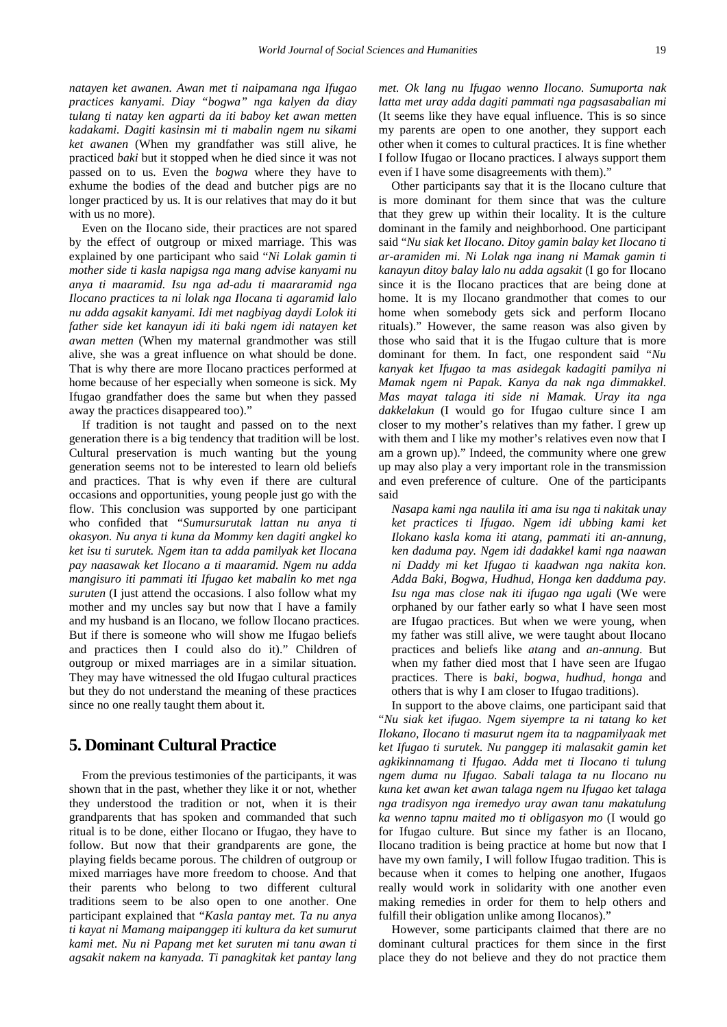*natayen ket awanen. Awan met ti naipamana nga Ifugao practices kanyami. Diay "bogwa" nga kalyen da diay tulang ti natay ken agparti da iti baboy ket awan metten kadakami. Dagiti kasinsin mi ti mabalin ngem nu sikami ket awanen* (When my grandfather was still alive, he practiced *baki* but it stopped when he died since it was not passed on to us. Even the *bogwa* where they have to exhume the bodies of the dead and butcher pigs are no longer practiced by us. It is our relatives that may do it but with us no more).

Even on the Ilocano side, their practices are not spared by the effect of outgroup or mixed marriage. This was explained by one participant who said "*Ni Lolak gamin ti mother side ti kasla napigsa nga mang advise kanyami nu anya ti maaramid. Isu nga ad-adu ti maararamid nga Ilocano practices ta ni lolak nga Ilocana ti agaramid lalo nu adda agsakit kanyami. Idi met nagbiyag daydi Lolok iti father side ket kanayun idi iti baki ngem idi natayen ket awan metten* (When my maternal grandmother was still alive, she was a great influence on what should be done. That is why there are more Ilocano practices performed at home because of her especially when someone is sick. My Ifugao grandfather does the same but when they passed away the practices disappeared too)."

If tradition is not taught and passed on to the next generation there is a big tendency that tradition will be lost. Cultural preservation is much wanting but the young generation seems not to be interested to learn old beliefs and practices. That is why even if there are cultural occasions and opportunities, young people just go with the flow. This conclusion was supported by one participant who confided that "*Sumursurutak lattan nu anya ti okasyon. Nu anya ti kuna da Mommy ken dagiti angkel ko ket isu ti surutek. Ngem itan ta adda pamilyak ket Ilocana pay naasawak ket Ilocano a ti maaramid. Ngem nu adda mangisuro iti pammati iti Ifugao ket mabalin ko met nga suruten* (I just attend the occasions. I also follow what my mother and my uncles say but now that I have a family and my husband is an Ilocano, we follow Ilocano practices. But if there is someone who will show me Ifugao beliefs and practices then I could also do it)." Children of outgroup or mixed marriages are in a similar situation. They may have witnessed the old Ifugao cultural practices but they do not understand the meaning of these practices since no one really taught them about it.

# 5. Dominant Cultural Practice

From the previous testimonies of the participants, it was shown that in the past, whether they like it or not, whether they understood the tradition or not, when it is their grandparents that has spoken and commanded that such ritual is to be done, either Ilocano or Ifugao, they have to follow. But now that their grandparents are gone, the playing fields became porous. The children of outgroup or mixed marriages have more freedom to choose. And that their parents who belong to two different cultural traditions seem to be also open to one another. One participant explained that "*Kasla pantay met. Ta nu anya ti kayat ni Mamang maipanggep iti kultura da ket sumurut kami met. Nu ni Papang met ket suruten mi tanu awan ti agsakit nakem na kanyada. Ti panagkitak ket pantay lang met. Ok lang nu Ifugao wenno Ilocano. Sumuporta nak latta met uray adda dagiti pammati nga pagsasabalian mi* (It seems like they have equal influence. This is so since my parents are open to one another, they support each other when it comes to cultural practices. It is fine whether I follow Ifugao or Ilocano practices. I always support them even if I have some disagreements with them)."

Other participants say that it is the Ilocano culture that is more dominant for them since that was the culture that they grew up within their locality. It is the culture dominant in the family and neighborhood. One participant said "*Nu siak ket Ilocano. Ditoy gamin balay ket Ilocano ti ar-aramiden mi. Ni Lolak nga inang ni Mamak gamin ti kanayun ditoy balay lalo nu adda agsakit* (I go for Ilocano since it is the Ilocano practices that are being done at home. It is my Ilocano grandmother that comes to our home when somebody gets sick and perform Ilocano rituals)." However, the same reason was also given by those who said that it is the Ifugao culture that is more dominant for them. In fact, one respondent said "*Nu kanyak ket Ifugao ta mas asidegak kadagiti pamilya ni Mamak ngem ni Papak. Kanya da nak nga dimmakkel. Mas mayat talaga iti side ni Mamak. Uray ita nga dakkelakun* (I would go for Ifugao culture since I am closer to my mother's relatives than my father. I grew up with them and I like my mother's relatives even now that I am a grown up)." Indeed, the community where one grew up may also play a very important role in the transmission and even preference of culture. One of the participants said

> *Nasapa kami nga naulila iti ama isu nga ti nakitak unay ket practices ti Ifugao. Ngem idi ubbing kami ket Ilokano kasla koma iti atang, pammati iti an-annung, ken daduma pay. Ngem idi dadakkel kami nga naawan ni Daddy mi ket Ifugao ti kaadwan nga nakita kon. Adda Baki, Bogwa, Hudhud, Honga ken dadduma pay. Isu nga mas close nak iti ifugao nga ugali* (We were orphaned by our father early so what I have seen most are Ifugao practices. But when we were young, when my father was still alive, we were taught about Ilocano practices and beliefs like *atang* and *an-annung*. But when my father died most that I have seen are Ifugao practices. There is *baki*, *bogwa*, *hudhud*, *honga* and others that is why I am closer to Ifugao traditions).

In support to the above claims, one participant said that "*Nu siak ket ifugao. Ngem siyempre ta ni tatang ko ket Ilokano, Ilocano ti masurut ngem ita ta nagpamilyaak met ket Ifugao ti surutek. Nu panggep iti malasakit gamin ket agkikinnamang ti Ifugao. Adda met ti Ilocano ti tulung ngem duma nu Ifugao. Sabali talaga ta nu Ilocano nu kuna ket awan ket awan talaga ngem nu Ifugao ket talaga nga tradisyon nga iremedyo uray awan tanu makatulung ka wenno tapnu maited mo ti obligasyon mo* (I would go for Ifugao culture. But since my father is an Ilocano, Ilocano tradition is being practice at home but now that I have my own family, I will follow Ifugao tradition. This is because when it comes to helping one another, Ifugaos really would work in solidarity with one another even making remedies in order for them to help others and fulfill their obligation unlike among Ilocanos)."

However, some participants claimed that there are no dominant cultural practices for them since in the first place they do not believe and they do not practice them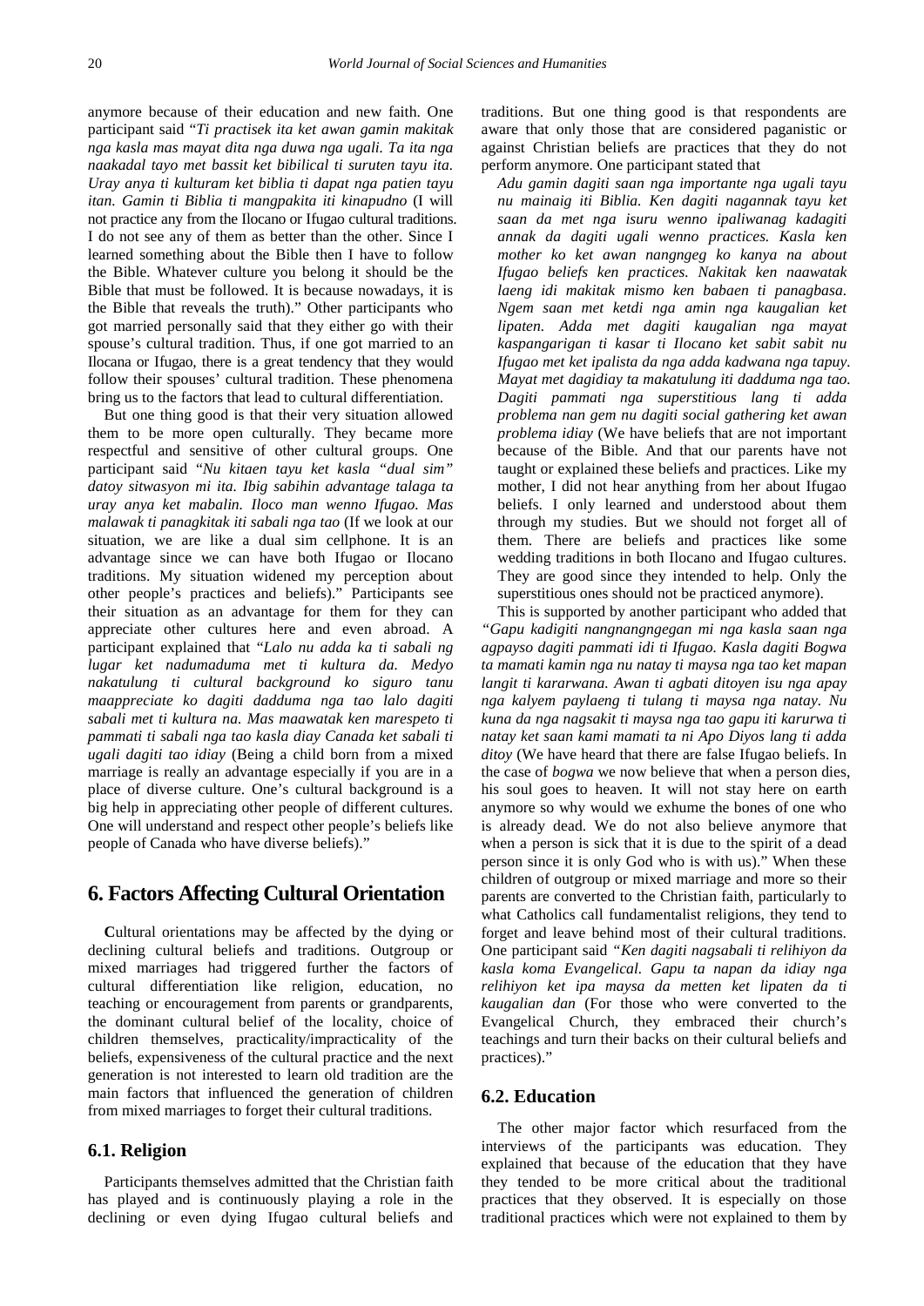anymore because of their education and new faith. One participant said "*Ti practisek ita ket awan gamin makitak nga kasla mas mayat dita nga duwa nga ugali. Ta ita nga naakadal tayo met bassit ket bibilical ti suruten tayu ita. Uray anya ti kulturam ket biblia ti dapat nga patien tayu itan. Gamin ti Biblia ti mangpakita iti kinapudno* (I will not practice any from the Ilocano or Ifugao cultural traditions. I do not see any of them as better than the other. Since I learned something about the Bible then I have to follow the Bible. Whatever culture you belong it should be the Bible that must be followed. It is because nowadays, it is the Bible that reveals the truth)." Other participants who got married personally said that they either go with their spouse's cultural tradition. Thus, if one got married to an Ilocana or Ifugao, there is a great tendency that they would follow their spouses' cultural tradition. These phenomena bring us to the factors that lead to cultural differentiation.

But one thing good is that their very situation allowed them to be more open culturally. They became more respectful and sensitive of other cultural groups. One participant said "*Nu kitaen tayu ket kasla "dual sim" datoy sitwasyon mi ita. Ibig sabihin advantage talaga ta uray anya ket mabalin. Iloco man wenno Ifugao. Mas malawak ti panagkitak iti sabali nga tao* (If we look at our situation, we are like a dual sim cellphone. It is an advantage since we can have both Ifugao or Ilocano traditions. My situation widened my perception about other people's practices and beliefs)." Participants see their situation as an advantage for them for they can appreciate other cultures here and even abroad. A participant explained that "*Lalo nu adda ka ti sabali ng lugar ket nadumaduma met ti kultura da. Medyo nakatulung ti cultural background ko siguro tanu maappreciate ko dagiti dadduma nga tao lalo dagiti sabali met ti kultura na. Mas maawatak ken marespeto ti pammati ti sabali nga tao kasla diay Canada ket sabali ti ugali dagiti tao idiay* (Being a child born from a mixed marriage is really an advantage especially if you are in a place of diverse culture. One's cultural background is a big help in appreciating other people of different cultures. One will understand and respect other people's beliefs like people of Canada who have diverse beliefs)."

## 6. Factors Affecting Cultural Orientation

**C**ultural orientations may be affected by the dying or declining cultural beliefs and traditions. Outgroup or mixed marriages had triggered further the factors of cultural differentiation like religion, education, no teaching or encouragement from parents or grandparents, the dominant cultural belief of the locality, choice of children themselves, practicality/impracticality of the beliefs, expensiveness of the cultural practice and the next generation is not interested to learn old tradition are the main factors that influenced the generation of children from mixed marriages to forget their cultural traditions.

### 6.1. Religion

Participants themselves admitted that the Christian faith has played and is continuously playing a role in the declining or even dying Ifugao cultural beliefs and traditions. But one thing good is that respondents are aware that only those that are considered paganistic or against Christian beliefs are practices that they do not perform anymore. One participant stated that

> *Adu gamin dagiti saan nga importante nga ugali tayu nu mainaig iti Biblia. Ken dagiti nagannak tayu ket saan da met nga isuru wenno ipaliwanag kadagiti annak da dagiti ugali wenno practices. Kasla ken mother ko ket awan nangngeg ko kanya na about Ifugao beliefs ken practices. Nakitak ken naawatak laeng idi makitak mismo ken babaen ti panagbasa. Ngem saan met ketdi nga amin nga kaugalian ket lipaten. Adda met dagiti kaugalian nga mayat kaspangarigan ti kasar ti Ilocano ket sabit sabit nu Ifugao met ket ipalista da nga adda kadwana nga tapuy. Mayat met dagidiay ta makatulung iti dadduma nga tao. Dagiti pammati nga superstitious lang ti adda problema nan gem nu dagiti social gathering ket awan problema idiay* (We have beliefs that are not important because of the Bible. And that our parents have not taught or explained these beliefs and practices. Like my mother, I did not hear anything from her about Ifugao beliefs. I only learned and understood about them through my studies. But we should not forget all of them. There are beliefs and practices like some wedding traditions in both Ilocano and Ifugao cultures. They are good since they intended to help. Only the superstitious ones should not be practiced anymore).

This is supported by another participant who added that *"Gapu kadigiti nangnangngegan mi nga kasla saan nga agpayso dagiti pammati idi ti Ifugao. Kasla dagiti Bogwa ta mamati kamin nga nu natay ti maysa nga tao ket mapan langit ti kararwana. Awan ti agbati ditoyen isu nga apay nga kalyem paylaeng ti tulang ti maysa nga natay. Nu kuna da nga nagsakit ti maysa nga tao gapu iti karurwa ti natay ket saan kami mamati ta ni Apo Diyos lang ti adda ditoy* (We have heard that there are false Ifugao beliefs. In the case of *bogwa* we now believe that when a person dies, his soul goes to heaven. It will not stay here on earth anymore so why would we exhume the bones of one who is already dead. We do not also believe anymore that when a person is sick that it is due to the spirit of a dead person since it is only God who is with us)." When these children of outgroup or mixed marriage and more so their parents are converted to the Christian faith, particularly to what Catholics call fundamentalist religions, they tend to forget and leave behind most of their cultural traditions. One participant said *"Ken dagiti nagsabali ti relihiyon da kasla koma Evangelical. Gapu ta napan da idiay nga relihiyon ket ipa maysa da metten ket lipaten da ti kaugalian dan* (For those who were converted to the Evangelical Church, they embraced their church's teachings and turn their backs on their cultural beliefs and practices)."

### 6.2. Education

The other major factor which resurfaced from the interviews of the participants was education. They explained that because of the education that they have they tended to be more critical about the traditional practices that they observed. It is especially on those traditional practices which were not explained to them by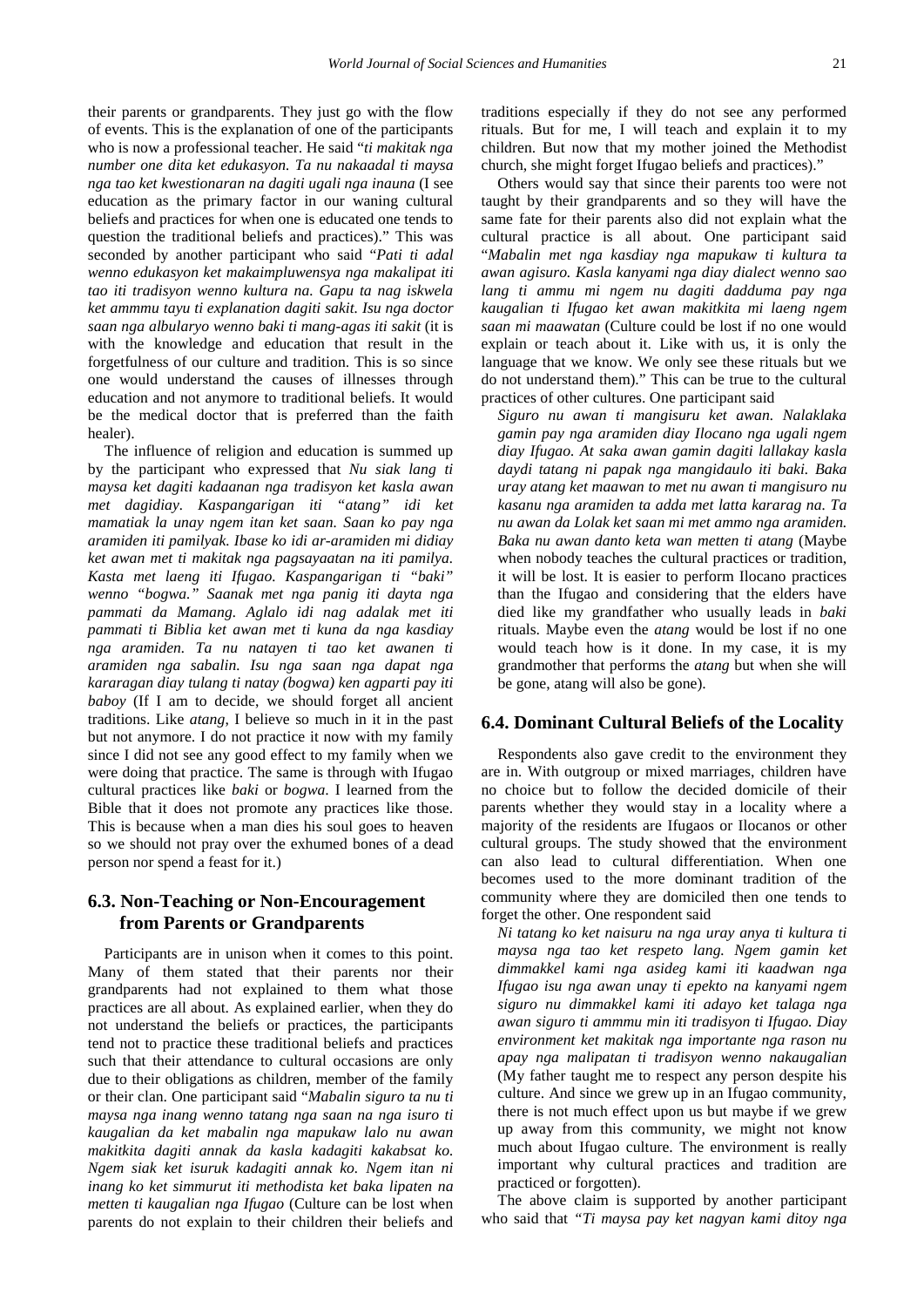their parents or grandparents. They just go with the flow of events. This is the explanation of one of the participants who is now a professional teacher. He said "*ti makitak nga number one dita ket edukasyon. Ta nu nakaadal ti maysa nga tao ket kwestionaran na dagiti ugali nga inauna* (I see education as the primary factor in our waning cultural beliefs and practices for when one is educated one tends to question the traditional beliefs and practices)." This was seconded by another participant who said "*Pati ti adal wenno edukasyon ket makaimpluwensya nga makalipat iti tao iti tradisyon wenno kultura na. Gapu ta nag iskwela ket ammmu tayu ti explanation dagiti sakit. Isu nga doctor saan nga albularyo wenno baki ti mang-agas iti sakit* (it is with the knowledge and education that result in the forgetfulness of our culture and tradition. This is so since one would understand the causes of illnesses through education and not anymore to traditional beliefs. It would be the medical doctor that is preferred than the faith healer).

The influence of religion and education is summed up by the participant who expressed that *Nu siak lang ti maysa ket dagiti kadaanan nga tradisyon ket kasla awan met dagidiay. Kaspangarigan iti "atang" idi ket mamatiak la unay ngem itan ket saan. Saan ko pay nga aramiden iti pamilyak. Ibase ko idi ar-aramiden mi didiay ket awan met ti makitak nga pagsayaatan na iti pamilya. Kasta met laeng iti Ifugao. Kaspangarigan ti "baki" wenno "bogwa." Saanak met nga panig iti dayta nga pammati da Mamang. Aglalo idi nag adalak met iti pammati ti Biblia ket awan met ti kuna da nga kasdiay nga aramiden. Ta nu natayen ti tao ket awanen ti aramiden nga sabalin. Isu nga saan nga dapat nga kararagan diay tulang ti natay (bogwa) ken agparti pay iti baboy* (If I am to decide, we should forget all ancient traditions. Like *atang*, I believe so much in it in the past but not anymore. I do not practice it now with my family since I did not see any good effect to my family when we were doing that practice. The same is through with Ifugao cultural practices like *baki* or *bogwa*. I learned from the Bible that it does not promote any practices like those. This is because when a man dies his soul goes to heaven so we should not pray over the exhumed bones of a dead person nor spend a feast for it.)

## 6.3. Non-Teaching or Non-Encouragement from Parents or Grandparents

Participants are in unison when it comes to this point. Many of them stated that their parents nor their grandparents had not explained to them what those practices are all about. As explained earlier, when they do not understand the beliefs or practices, the participants tend not to practice these traditional beliefs and practices such that their attendance to cultural occasions are only due to their obligations as children, member of the family or their clan. One participant said "*Mabalin siguro ta nu ti maysa nga inang wenno tatang nga saan na nga isuro ti kaugalian da ket mabalin nga mapukaw lalo nu awan makitkita dagiti annak da kasla kadagiti kakabsat ko. Ngem siak ket isuruk kadagiti annak ko. Ngem itan ni inang ko ket simmurut iti methodista ket baka lipaten na metten ti kaugalian nga Ifugao* (Culture can be lost when parents do not explain to their children their beliefs and traditions especially if they do not see any performed rituals. But for me, I will teach and explain it to my children. But now that my mother joined the Methodist church, she might forget Ifugao beliefs and practices)."

Others would say that since their parents too were not taught by their grandparents and so they will have the same fate for their parents also did not explain what the cultural practice is all about. One participant said "*Mabalin met nga kasdiay nga mapukaw ti kultura ta awan agisuro. Kasla kanyami nga diay dialect wenno sao lang ti ammu mi ngem nu dagiti dadduma pay nga kaugalian ti Ifugao ket awan makitkita mi laeng ngem saan mi maawatan* (Culture could be lost if no one would explain or teach about it. Like with us, it is only the language that we know. We only see these rituals but we do not understand them)." This can be true to the cultural practices of other cultures. One participant said

> *Siguro nu awan ti mangisuru ket awan. Nalaklaka gamin pay nga aramiden diay Ilocano nga ugali ngem diay Ifugao. At saka awan gamin dagiti lallakay kasla daydi tatang ni papak nga mangidaulo iti baki. Baka uray atang ket maawan to met nu awan ti mangisuru nu kasanu nga aramiden ta adda met latta kararag na. Ta nu awan da Lolak ket saan mi met ammo nga aramiden. Baka nu awan danto keta wan metten ti atang* (Maybe when nobody teaches the cultural practices or tradition, it will be lost. It is easier to perform Ilocano practices than the Ifugao and considering that the elders have died like my grandfather who usually leads in *baki* rituals. Maybe even the *atang* would be lost if no one would teach how is it done. In my case, it is my grandmother that performs the *atang* but when she will be gone, atang will also be gone).

## 6.4. Dominant Cultural Beliefs of the Locality

Respondents also gave credit to the environment they are in. With outgroup or mixed marriages, children have no choice but to follow the decided domicile of their parents whether they would stay in a locality where a majority of the residents are Ifugaos or Ilocanos or other cultural groups. The study showed that the environment can also lead to cultural differentiation. When one becomes used to the more dominant tradition of the community where they are domiciled then one tends to forget the other. One respondent said

> *Ni tatang ko ket naisuru na nga uray anya ti kultura ti maysa nga tao ket respeto lang. Ngem gamin ket dimmakkel kami nga asideg kami iti kaadwan nga Ifugao isu nga awan unay ti epekto na kanyami ngem siguro nu dimmakkel kami iti adayo ket talaga nga awan siguro ti ammmu min iti tradisyon ti Ifugao. Diay environment ket makitak nga importante nga rason nu apay nga malipatan ti tradisyon wenno nakaugalian* (My father taught me to respect any person despite his culture. And since we grew up in an Ifugao community, there is not much effect upon us but maybe if we grew up away from this community, we might not know much about Ifugao culture. The environment is really important why cultural practices and tradition are practiced or forgotten).

The above claim is supported by another participant who said that *"Ti maysa pay ket nagyan kami ditoy nga*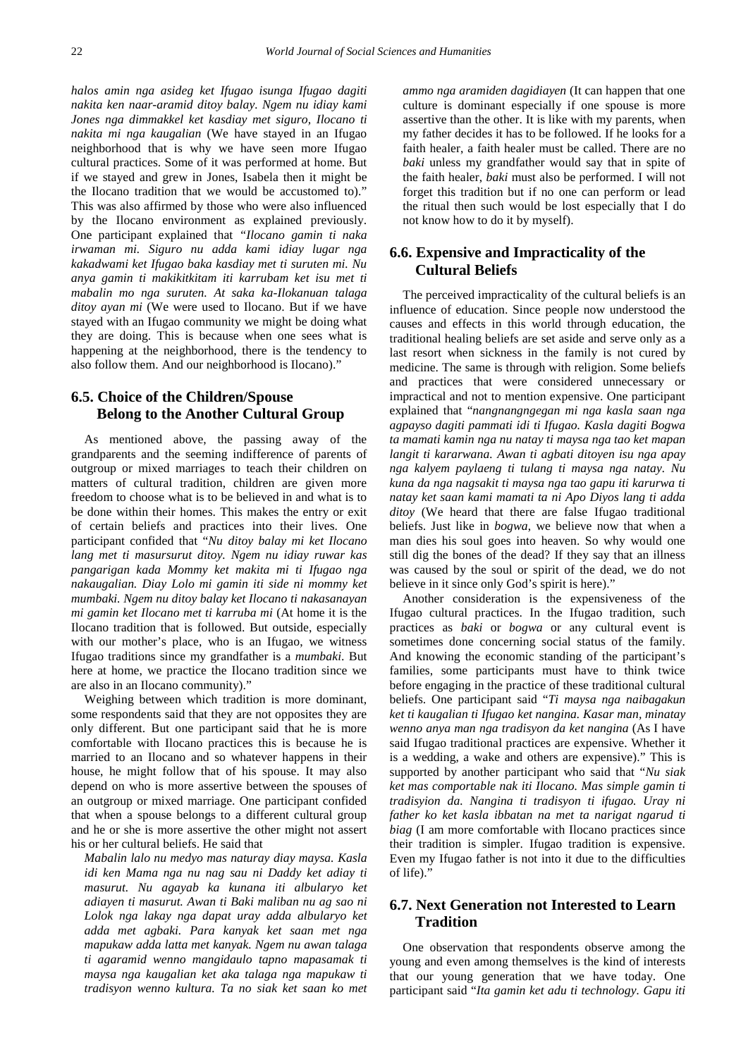*halos amin nga asideg ket Ifugao isunga Ifugao dagiti nakita ken naar-aramid ditoy balay. Ngem nu idiay kami Jones nga dimmakkel ket kasdiay met siguro, Ilocano ti nakita mi nga kaugalian* (We have stayed in an Ifugao neighborhood that is why we have seen more Ifugao cultural practices. Some of it was performed at home. But if we stayed and grew in Jones, Isabela then it might be the Ilocano tradition that we would be accustomed to)." This was also affirmed by those who were also influenced by the Ilocano environment as explained previously. One participant explained that "*Ilocano gamin ti naka irwaman mi. Siguro nu adda kami idiay lugar nga kakadwami ket Ifugao baka kasdiay met ti suruten mi. Nu anya gamin ti makikitkitam iti karrubam ket isu met ti mabalin mo nga suruten. At saka ka-Ilokanuan talaga ditoy ayan mi* (We were used to Ilocano. But if we have stayed with an Ifugao community we might be doing what they are doing. This is because when one sees what is happening at the neighborhood, there is the tendency to also follow them. And our neighborhood is Ilocano)."

## 6.5. Choice of the Children/Spouse Belong to the Another Cultural Group

As mentioned above, the passing away of the grandparents and the seeming indifference of parents of outgroup or mixed marriages to teach their children on matters of cultural tradition, children are given more freedom to choose what is to be believed in and what is to be done within their homes. This makes the entry or exit of certain beliefs and practices into their lives. One participant confided that "*Nu ditoy balay mi ket Ilocano lang met ti masursurut ditoy. Ngem nu idiay ruwar kas pangarigan kada Mommy ket makita mi ti Ifugao nga nakaugalian. Diay Lolo mi gamin iti side ni mommy ket mumbaki. Ngem nu ditoy balay ket Ilocano ti nakasanayan mi gamin ket Ilocano met ti karruba mi* (At home it is the Ilocano tradition that is followed. But outside, especially with our mother's place, who is an Ifugao, we witness Ifugao traditions since my grandfather is a *mumbaki*. But here at home, we practice the Ilocano tradition since we are also in an Ilocano community)."

Weighing between which tradition is more dominant, some respondents said that they are not opposites they are only different. But one participant said that he is more comfortable with Ilocano practices this is because he is married to an Ilocano and so whatever happens in their house, he might follow that of his spouse. It may also depend on who is more assertive between the spouses of an outgroup or mixed marriage. One participant confided that when a spouse belongs to a different cultural group and he or she is more assertive the other might not assert his or her cultural beliefs. He said that

*Mabalin lalo nu medyo mas naturay diay maysa. Kasla idi ken Mama nga nu nag sau ni Daddy ket adiay ti masurut. Nu agayab ka kunana iti albularyo ket adiayen ti masurut. Awan ti Baki maliban nu ag sao ni Lolok nga lakay nga dapat uray adda albularyo ket adda met agbaki. Para kanyak ket saan met nga mapukaw adda latta met kanyak. Ngem nu awan talaga ti agaramid wenno mangidaulo tapno mapasamak ti maysa nga kaugalian ket aka talaga nga mapukaw ti tradisyon wenno kultura. Ta no siak ket saan ko met ammo nga aramiden dagidiayen* (It can happen that one culture is dominant especially if one spouse is more assertive than the other. It is like with my parents, when my father decides it has to be followed. If he looks for a faith healer, a faith healer must be called. There are no *baki* unless my grandfather would say that in spite of the faith healer, *baki* must also be performed. I will not forget this tradition but if no one can perform or lead the ritual then such would be lost especially that I do not know how to do it by myself).

## 6.6. Expensive and Impracticality of the Cultural Beliefs

The perceived impracticality of the cultural beliefs is an influence of education. Since people now understood the causes and effects in this world through education, the traditional healing beliefs are set aside and serve only as a last resort when sickness in the family is not cured by medicine. The same is through with religion. Some beliefs and practices that were considered unnecessary or impractical and not to mention expensive. One participant explained that "*nangnangngegan mi nga kasla saan nga agpayso dagiti pammati idi ti Ifugao. Kasla dagiti Bogwa ta mamati kamin nga nu natay ti maysa nga tao ket mapan langit ti kararwana. Awan ti agbati ditoyen isu nga apay nga kalyem paylaeng ti tulang ti maysa nga natay. Nu kuna da nga nagsakit ti maysa nga tao gapu iti karurwa ti natay ket saan kami mamati ta ni Apo Diyos lang ti adda ditoy* (We heard that there are false Ifugao traditional beliefs. Just like in *bogwa*, we believe now that when a man dies his soul goes into heaven. So why would one still dig the bones of the dead? If they say that an illness was caused by the soul or spirit of the dead, we do not believe in it since only God's spirit is here)."

Another consideration is the expensiveness of the Ifugao cultural practices. In the Ifugao tradition, such practices as *baki* or *bogwa* or any cultural event is sometimes done concerning social status of the family. And knowing the economic standing of the participant's families, some participants must have to think twice before engaging in the practice of these traditional cultural beliefs. One participant said "*Ti maysa nga naibagakun ket ti kaugalian ti Ifugao ket nangina. Kasar man, minatay wenno anya man nga tradisyon da ket nangina* (As I have said Ifugao traditional practices are expensive. Whether it is a wedding, a wake and others are expensive)." This is supported by another participant who said that "*Nu siak ket mas comportable nak iti Ilocano. Mas simple gamin ti tradisiyon da. Nangina ti tradisyon ti ifugao. Uray ni father ko ket kasla ibbatan na met ta narigat ngarud ti biag* (I am more comfortable with Ilocano practices since their tradition is simpler. Ifugao tradition is expensive. Even my Ifugao father is not into it due to the difficulties of life)."

## 6.7. Next Generation not Interested to Learn Tradition

One observation that respondents observe among the young and even among themselves is the kind of interests that our young generation that we have today. One participant said "*Ita gamin ket adu ti technology. Gapu iti*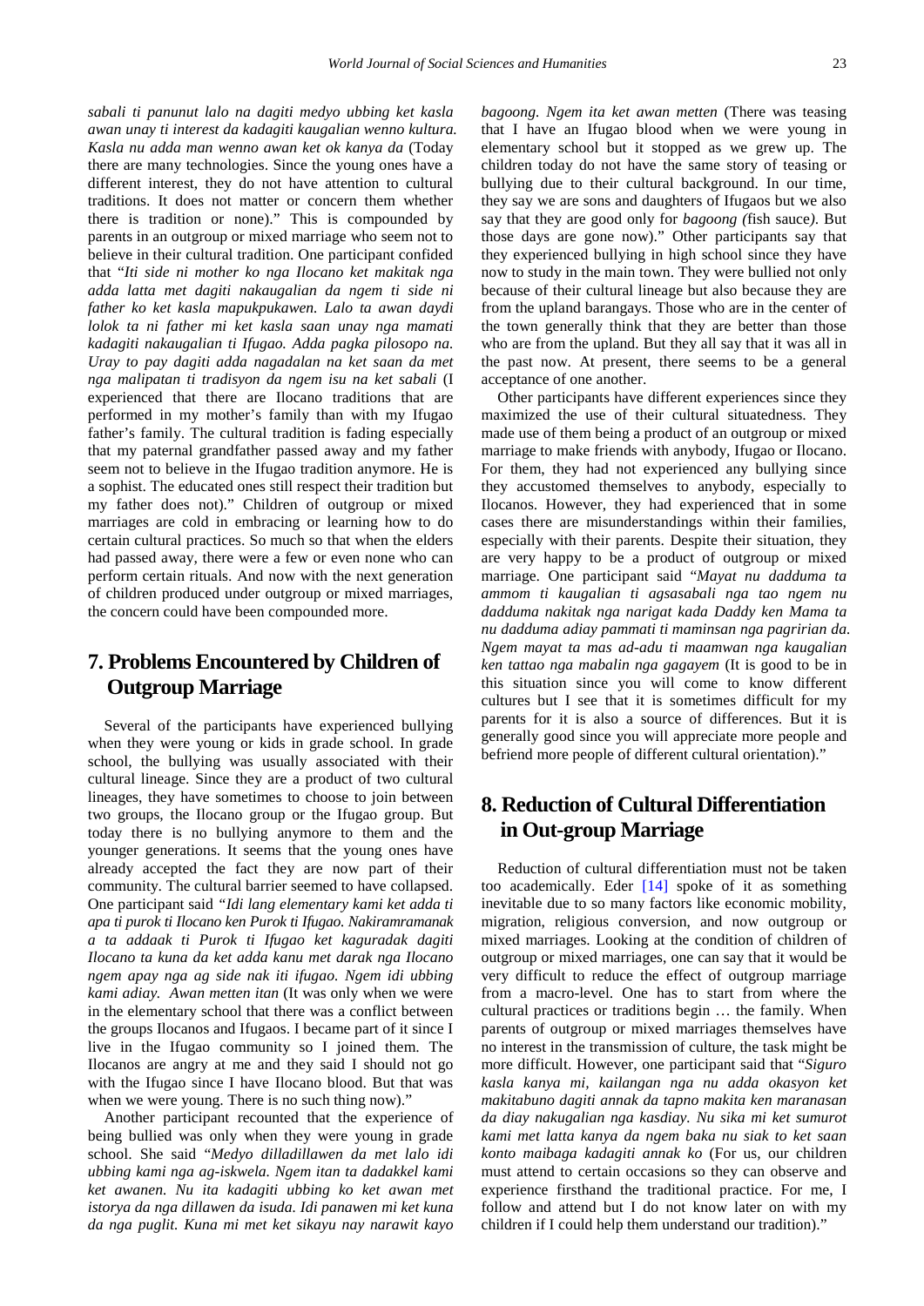*sabali ti panunut lalo na dagiti medyo ubbing ket kasla awan unay ti interest da kadagiti kaugalian wenno kultura. Kasla nu adda man wenno awan ket ok kanya da* (Today there are many technologies. Since the young ones have a different interest, they do not have attention to cultural traditions. It does not matter or concern them whether there is tradition or none)." This is compounded by parents in an outgroup or mixed marriage who seem not to believe in their cultural tradition. One participant confided that "*Iti side ni mother ko nga Ilocano ket makitak nga adda latta met dagiti nakaugalian da ngem ti side ni father ko ket kasla mapukpukawen. Lalo ta awan daydi lolok ta ni father mi ket kasla saan unay nga mamati kadagiti nakaugalian ti Ifugao. Adda pagka pilosopo na. Uray to pay dagiti adda nagadalan na ket saan da met nga malipatan ti tradisyon da ngem isu na ket sabali* (I experienced that there are Ilocano traditions that are performed in my mother's family than with my Ifugao father's family. The cultural tradition is fading especially that my paternal grandfather passed away and my father seem not to believe in the Ifugao tradition anymore. He is a sophist. The educated ones still respect their tradition but my father does not)." Children of outgroup or mixed marriages are cold in embracing or learning how to do certain cultural practices. So much so that when the elders had passed away, there were a few or even none who can perform certain rituals. And now with the next generation of children produced under outgroup or mixed marriages, the concern could have been compounded more.

# 7. Problems Encountered by Children of Outgroup Marriage

Several of the participants have experienced bullying when they were young or kids in grade school. In grade school, the bullying was usually associated with their cultural lineage. Since they are a product of two cultural lineages, they have sometimes to choose to join between two groups, the Ilocano group or the Ifugao group. But today there is no bullying anymore to them and the younger generations. It seems that the young ones have already accepted the fact they are now part of their community. The cultural barrier seemed to have collapsed. One participant said "*Idi lang elementary kami ket adda ti apa ti purok ti Ilocano ken Purok ti Ifugao. Nakiramramanak a ta addaak ti Purok ti Ifugao ket kaguradak dagiti Ilocano ta kuna da ket adda kanu met darak nga Ilocano ngem apay nga ag side nak iti ifugao. Ngem idi ubbing kami adiay. Awan metten itan* (It was only when we were in the elementary school that there was a conflict between the groups Ilocanos and Ifugaos. I became part of it since I live in the Ifugao community so I joined them. The Ilocanos are angry at me and they said I should not go with the Ifugao since I have Ilocano blood. But that was when we were young. There is no such thing now)."

Another participant recounted that the experience of being bullied was only when they were young in grade school. She said "*Medyo dilladillawen da met lalo idi ubbing kami nga ag-iskwela. Ngem itan ta dadakkel kami ket awanen. Nu ita kadagiti ubbing ko ket awan met istorya da nga dillawen da isuda. Idi panawen mi ket kuna da nga puglit. Kuna mi met ket sikayu nay narawit kayo bagoong. Ngem ita ket awan metten* (There was teasing that I have an Ifugao blood when we were young in elementary school but it stopped as we grew up. The children today do not have the same story of teasing or bullying due to their cultural background. In our time, they say we are sons and daughters of Ifugaos but we also say that they are good only for *bagoong (*fish sauce*)*. But those days are gone now)." Other participants say that they experienced bullying in high school since they have now to study in the main town. They were bullied not only because of their cultural lineage but also because they are from the upland barangays. Those who are in the center of the town generally think that they are better than those who are from the upland. But they all say that it was all in the past now. At present, there seems to be a general acceptance of one another.

Other participants have different experiences since they maximized the use of their cultural situatedness. They made use of them being a product of an outgroup or mixed marriage to make friends with anybody, Ifugao or Ilocano. For them, they had not experienced any bullying since they accustomed themselves to anybody, especially to Ilocanos. However, they had experienced that in some cases there are misunderstandings within their families, especially with their parents. Despite their situation, they are very happy to be a product of outgroup or mixed marriage. One participant said "*Mayat nu dadduma ta ammom ti kaugalian ti agsasabali nga tao ngem nu dadduma nakitak nga narigat kada Daddy ken Mama ta nu dadduma adiay pammati ti maminsan nga pagririan da. Ngem mayat ta mas ad-adu ti maamwan nga kaugalian ken tattao nga mabalin nga gagayem* (It is good to be in this situation since you will come to know different cultures but I see that it is sometimes difficult for my parents for it is also a source of differences. But it is generally good since you will appreciate more people and befriend more people of different cultural orientation)."

# 8. Reduction of Cultural Differentiation in Out-group Marriage

Reduction of cultural differentiation must not be taken too academically. Eder [14] spoke of it as something inevitable due to so many factors like economic mobility, migration, religious conversion, and now outgroup or mixed marriages. Looking at the condition of children of outgroup or mixed marriages, one can say that it would be very difficult to reduce the effect of outgroup marriage from a macro-level. One has to start from where the cultural practices or traditions begin … the family. When parents of outgroup or mixed marriages themselves have no interest in the transmission of culture, the task might be more difficult. However, one participant said that "*Siguro kasla kanya mi, kailangan nga nu adda okasyon ket makitabuno dagiti annak da tapno makita ken maranasan da diay nakugalian nga kasdiay. Nu sika mi ket sumurot kami met latta kanya da ngem baka nu siak to ket saan konto maibaga kadagiti annak ko* (For us, our children must attend to certain occasions so they can observe and experience firsthand the traditional practice. For me, I follow and attend but I do not know later on with my children if I could help them understand our tradition)."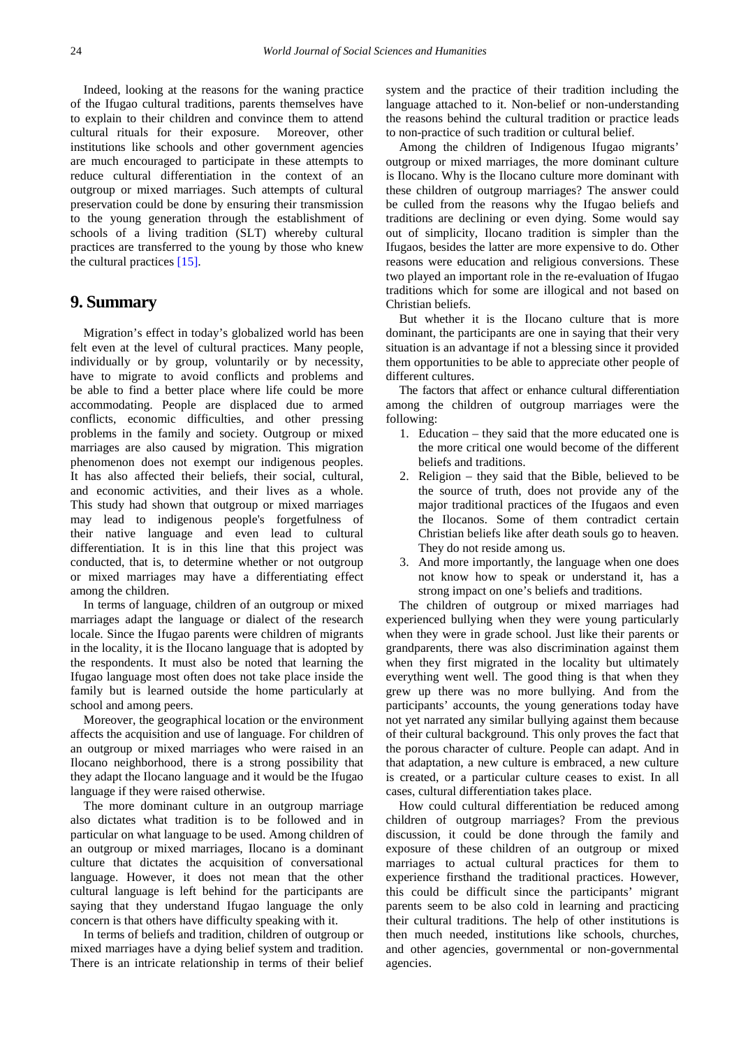Indeed, looking at the reasons for the waning practice of the Ifugao cultural traditions, parents themselves have to explain to their children and convince them to attend cultural rituals for their exposure. Moreover, other institutions like schools and other government agencies are much encouraged to participate in these attempts to reduce cultural differentiation in the context of an outgroup or mixed marriages. Such attempts of cultural preservation could be done by ensuring their transmission to the young generation through the establishment of schools of a living tradition (SLT) whereby cultural practices are transferred to the young by those who knew the cultural practices [15].

## 9. Summary

Migration's effect in today's globalized world has been felt even at the level of cultural practices. Many people, individually or by group, voluntarily or by necessity, have to migrate to avoid conflicts and problems and be able to find a better place where life could be more accommodating. People are displaced due to armed conflicts, economic difficulties, and other pressing problems in the family and society. Outgroup or mixed marriages are also caused by migration. This migration phenomenon does not exempt our indigenous peoples. It has also affected their beliefs, their social, cultural, and economic activities, and their lives as a whole. This study had shown that outgroup or mixed marriages may lead to indigenous people's forgetfulness of their native language and even lead to cultural differentiation. It is in this line that this project was conducted, that is, to determine whether or not outgroup or mixed marriages may have a differentiating effect among the children.

In terms of language, children of an outgroup or mixed marriages adapt the language or dialect of the research locale. Since the Ifugao parents were children of migrants in the locality, it is the Ilocano language that is adopted by the respondents. It must also be noted that learning the Ifugao language most often does not take place inside the family but is learned outside the home particularly at school and among peers.

Moreover, the geographical location or the environment affects the acquisition and use of language. For children of an outgroup or mixed marriages who were raised in an Ilocano neighborhood, there is a strong possibility that they adapt the Ilocano language and it would be the Ifugao language if they were raised otherwise.

The more dominant culture in an outgroup marriage also dictates what tradition is to be followed and in particular on what language to be used. Among children of an outgroup or mixed marriages, Ilocano is a dominant culture that dictates the acquisition of conversational language. However, it does not mean that the other cultural language is left behind for the participants are saying that they understand Ifugao language the only concern is that others have difficulty speaking with it.

In terms of beliefs and tradition, children of outgroup or mixed marriages have a dying belief system and tradition. There is an intricate relationship in terms of their belief system and the practice of their tradition including the language attached to it. Non-belief or non-understanding the reasons behind the cultural tradition or practice leads to non-practice of such tradition or cultural belief.

Among the children of Indigenous Ifugao migrants' outgroup or mixed marriages, the more dominant culture is Ilocano. Why is the Ilocano culture more dominant with these children of outgroup marriages? The answer could be culled from the reasons why the Ifugao beliefs and traditions are declining or even dying. Some would say out of simplicity, Ilocano tradition is simpler than the Ifugaos, besides the latter are more expensive to do. Other reasons were education and religious conversions. These two played an important role in the re-evaluation of Ifugao traditions which for some are illogical and not based on Christian beliefs.

But whether it is the Ilocano culture that is more dominant, the participants are one in saying that their very situation is an advantage if not a blessing since it provided them opportunities to be able to appreciate other people of different cultures.

The factors that affect or enhance cultural differentiation among the children of outgroup marriages were the following:

1. Education – they said that the more educated one is the more critical one would become of the different beliefs and traditions.
2. Religion – they said that the Bible, believed to be the source of truth, does not provide any of the major traditional practices of the Ifugaos and even the Ilocanos. Some of them contradict certain Christian beliefs like after death souls go to heaven. They do not reside among us.
3. And more importantly, the language when one does not know how to speak or understand it, has a strong impact on one's beliefs and traditions.

The children of outgroup or mixed marriages had experienced bullying when they were young particularly when they were in grade school. Just like their parents or grandparents, there was also discrimination against them when they first migrated in the locality but ultimately everything went well. The good thing is that when they grew up there was no more bullying. And from the participants' accounts, the young generations today have not yet narrated any similar bullying against them because of their cultural background. This only proves the fact that the porous character of culture. People can adapt. And in that adaptation, a new culture is embraced, a new culture is created, or a particular culture ceases to exist. In all cases, cultural differentiation takes place.

How could cultural differentiation be reduced among children of outgroup marriages? From the previous discussion, it could be done through the family and exposure of these children of an outgroup or mixed marriages to actual cultural practices for them to experience firsthand the traditional practices. However, this could be difficult since the participants' migrant parents seem to be also cold in learning and practicing their cultural traditions. The help of other institutions is then much needed, institutions like schools, churches, and other agencies, governmental or non-governmental agencies.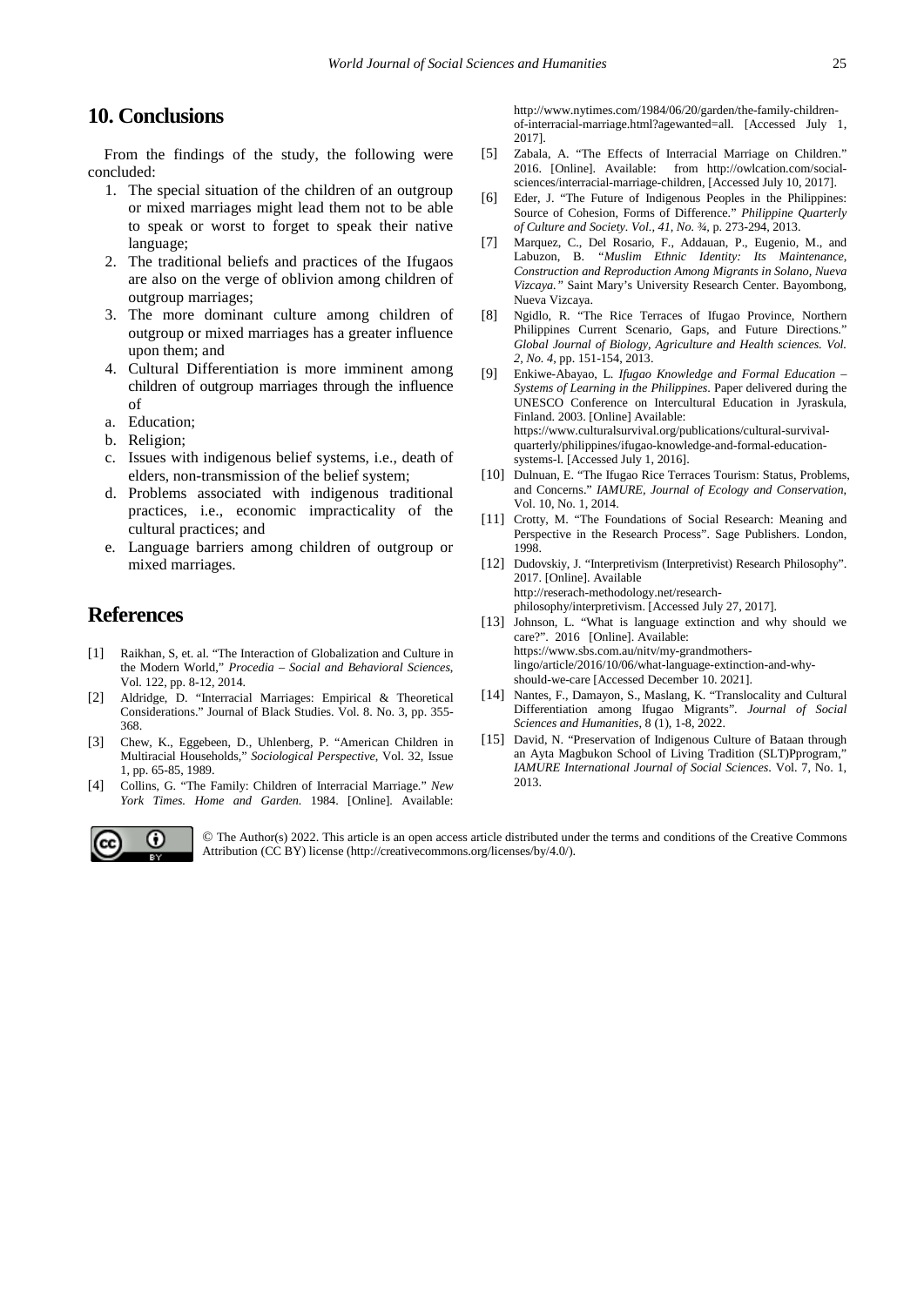## 10. Conclusions

From the findings of the study, the following were concluded:

1. The special situation of the children of an outgroup or mixed marriages might lead them not to be able to speak or worst to forget to speak their native language;
2. The traditional beliefs and practices of the Ifugaos are also on the verge of oblivion among children of outgroup marriages;
3. The more dominant culture among children of outgroup or mixed marriages has a greater influence upon them; and
4. Cultural Differentiation is more imminent among children of outgroup marriages through the influence of

a. Education;
b. Religion;
c. Issues with indigenous belief systems, i.e., death of elders, non-transmission of the belief system;
d. Problems associated with indigenous traditional practices, i.e., economic impracticality of the cultural practices; and
e. Language barriers among children of outgroup or mixed marriages.

## References

[1] Raikhan, S, et. al. "The Interaction of Globalization and Culture in the Modern World," *Procedia – Social and Behavioral Sciences*, Vol. 122, pp. 8-12, 2014.

[2] Aldridge, D. "Interracial Marriages: Empirical & Theoretical Considerations." Journal of Black Studies. Vol. 8. No. 3, pp. 355-368.

[3] Chew, K., Eggebeen, D., Uhlenberg, P. "American Children in Multiracial Households," *Sociological Perspective*, Vol. 32, Issue 1, pp. 65-85, 1989.

[4] Collins, G. "The Family: Children of Interracial Marriage." *New York Times. Home and Garden.* 1984. [Online]. Available: http://www.nytimes.com/1984/06/20/garden/the-family-children-of-interracial-marriage.html?agewanted=all. [Accessed July 1, 2017].

[5] Zabala, A. "The Effects of Interracial Marriage on Children." 2016. [Online]. Available: from http://owlcation.com/social-sciences/interracial-marriage-children, [Accessed July 10, 2017].

[6] Eder, J. "The Future of Indigenous Peoples in the Philippines: Source of Cohesion, Forms of Difference." *Philippine Quarterly of Culture and Society. Vol., 41, No. ¾*, p. 273-294, 2013.

[7] Marquez, C., Del Rosario, F., Addauan, P., Eugenio, M., and Labuzon, B. *"Muslim Ethnic Identity: Its Maintenance, Construction and Reproduction Among Migrants in Solano, Nueva Vizcaya."* Saint Mary's University Research Center. Bayombong, Nueva Vizcaya.

[8] Ngidlo, R. "The Rice Terraces of Ifugao Province, Northern Philippines Current Scenario, Gaps, and Future Directions." *Global Journal of Biology, Agriculture and Health sciences. Vol. 2, No. 4*, pp. 151-154, 2013.

[9] Enkiwe-Abayao, L. *Ifugao Knowledge and Formal Education – Systems of Learning in the Philippines*. Paper delivered during the UNESCO Conference on Intercultural Education in Jyraskula, Finland. 2003. [Online] Available: https://www.culturalsurvival.org/publications/cultural-survival-quarterly/philippines/ifugao-knowledge-and-formal-education-systems-l. [Accessed July 1, 2016].

[10] Dulnuan, E. "The Ifugao Rice Terraces Tourism: Status, Problems, and Concerns." *IAMURE, Journal of Ecology and Conservation*, Vol. 10, No. 1, 2014.

[11] Crotty, M. "The Foundations of Social Research: Meaning and Perspective in the Research Process". Sage Publishers. London, 1998.

[12] Dudovskiy, J. "Interpretivism (Interpretivist) Research Philosophy". 2017. [Online]. Available http://reserach-methodology.net/research-philosophy/interpretivism. [Accessed July 27, 2017].

[13] Johnson, L. "What is language extinction and why should we care?". 2016 [Online]. Available: https://www.sbs.com.au/nitv/my-grandmothers-lingo/article/2016/10/06/what-language-extinction-and-why-should-we-care [Accessed December 10. 2021].

[14] Nantes, F., Damayon, S., Maslang, K. "Translocality and Cultural Differentiation among Ifugao Migrants". *Journal of Social Sciences and Humanities*, 8 (1), 1-8, 2022.

[15] David, N. "Preservation of Indigenous Culture of Bataan through an Ayta Magbukon School of Living Tradition (SLT)Pprogram," *IAMURE International Journal of Social Sciences*. Vol. 7, No. 1, 2013.

© The Author(s) 2022. This article is an open access article distributed under the terms and conditions of the Creative Commons Attribution (CC BY) license (http://creativecommons.org/licenses/by/4.0/).